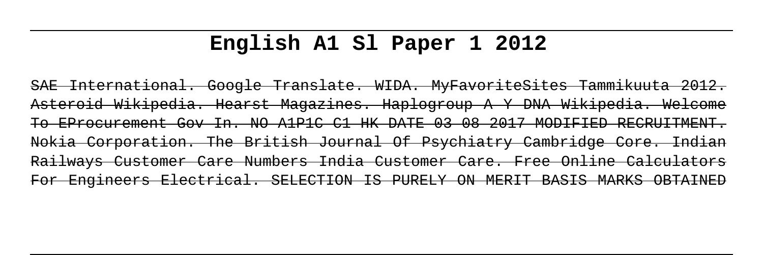# English A1 Sl Paper 1 2012

~~SAE International. Google Translate. WIDA. MyFavoriteSites Tammikuuta 2012. Asteroid Wikipedia. Hearst Magazines. Haplogroup A Y DNA Wikipedia. Welcome To EProcurement Gov In. NO A1P1C C1 HK DATE 03 08 2017 MODIFIED RECRUITMENT. Nokia Corporation. The British Journal Of Psychiatry Cambridge Core. Indian Railways Customer Care Numbers India Customer Care. Free Online Calculators For Engineers Electrical. SELECTION IS PURELY ON MERIT BASIS MARKS OBTAINED~~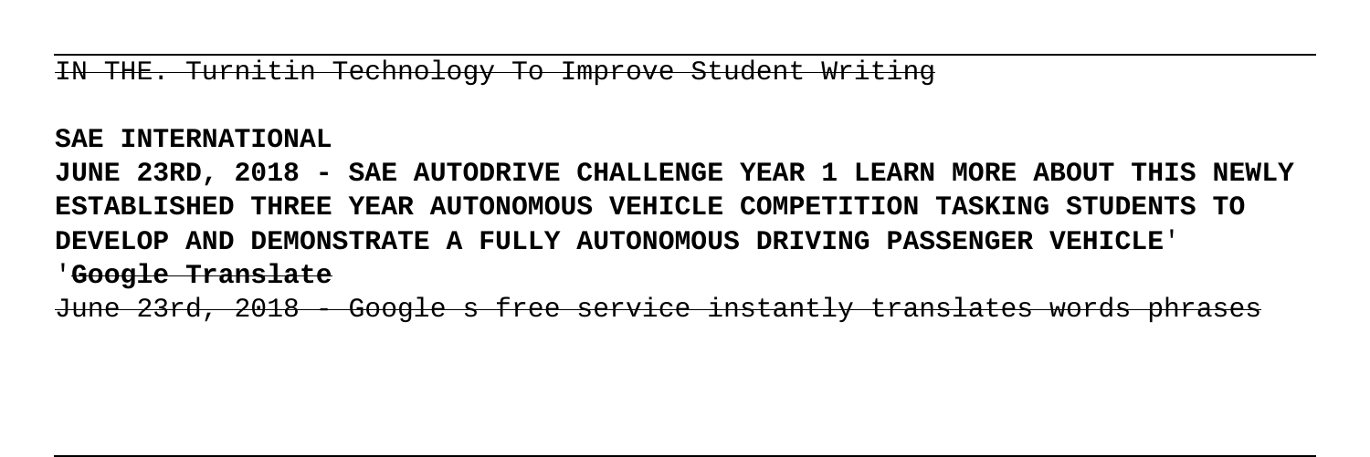IN THE. Turnitin Technology To Improve Student Writing

**SAE INTERNATIONAL**

**JUNE 23RD, 2018 - SAE AUTODRIVE CHALLENGE YEAR 1 LEARN MORE ABOUT THIS NEWLY ESTABLISHED THREE YEAR AUTONOMOUS VEHICLE COMPETITION TASKING STUDENTS TO DEVELOP AND DEMONSTRATE A FULLY AUTONOMOUS DRIVING PASSENGER VEHICLE**'

'**Google Translate**

June 23rd, 2018 - Google s free service instantly translates words phrases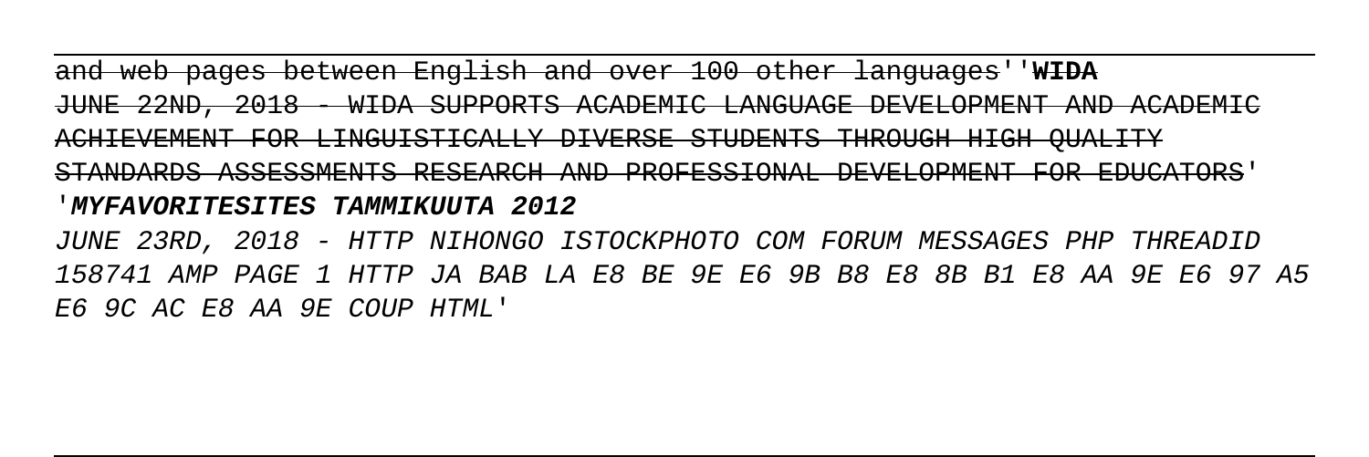and web pages between English and over 100 other languages''**WIDA**

~~JUNE 22ND, 2018 - WIDA SUPPORTS ACADEMIC LANGUAGE DEVELOPMENT AND ACADEMIC ACHIEVEMENT FOR LINGUISTICALLY DIVERSE STUDENTS THROUGH HIGH QUALITY STANDARDS ASSESSMENTS RESEARCH AND PROFESSIONAL DEVELOPMENT FOR EDUCATORS~~'

'***MYFAVORITESITES TAMMIKUUTA 2012***

*JUNE 23RD, 2018 - HTTP NIHONGO ISTOCKPHOTO COM FORUM MESSAGES PHP THREADID 158741 AMP PAGE 1 HTTP JA BAB LA E8 BE 9E E6 9B B8 E8 8B B1 E8 AA 9E E6 97 A5 E6 9C AC E8 AA 9E COUP HTML'*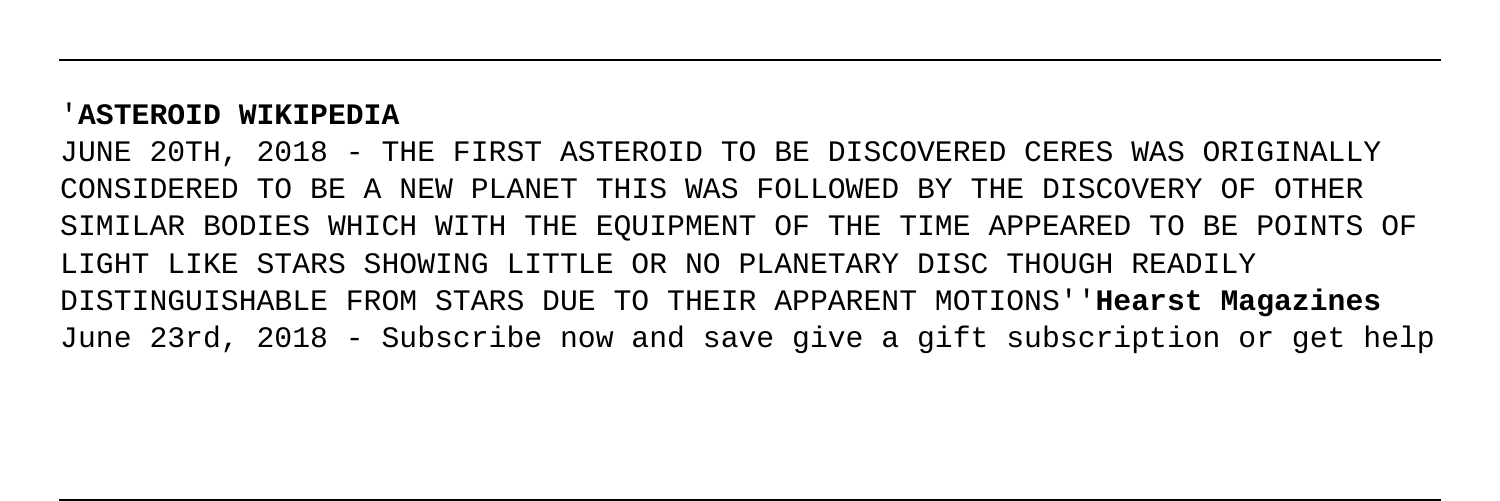'**ASTEROID WIKIPEDIA**

JUNE 20TH, 2018 - THE FIRST ASTEROID TO BE DISCOVERED CERES WAS ORIGINALLY CONSIDERED TO BE A NEW PLANET THIS WAS FOLLOWED BY THE DISCOVERY OF OTHER SIMILAR BODIES WHICH WITH THE EQUIPMENT OF THE TIME APPEARED TO BE POINTS OF LIGHT LIKE STARS SHOWING LITTLE OR NO PLANETARY DISC THOUGH READILY DISTINGUISHABLE FROM STARS DUE TO THEIR APPARENT MOTIONS''**Hearst Magazines**
June 23rd, 2018 - Subscribe now and save give a gift subscription or get help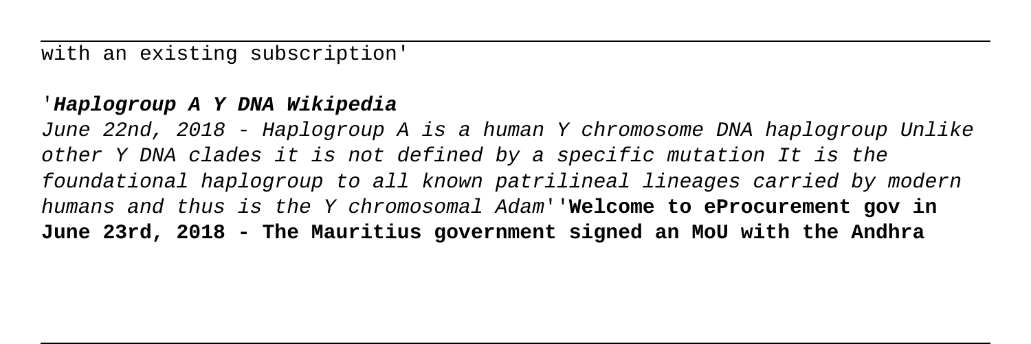with an existing subscription'

'***Haplogroup A Y DNA Wikipedia***

*June 22nd, 2018 - Haplogroup A is a human Y chromosome DNA haplogroup Unlike other Y DNA clades it is not defined by a specific mutation It is the foundational haplogroup to all known patrilineal lineages carried by modern humans and thus is the Y chromosomal Adam*''**Welcome to eProcurement gov in June 23rd, 2018 - The Mauritius government signed an MoU with the Andhra**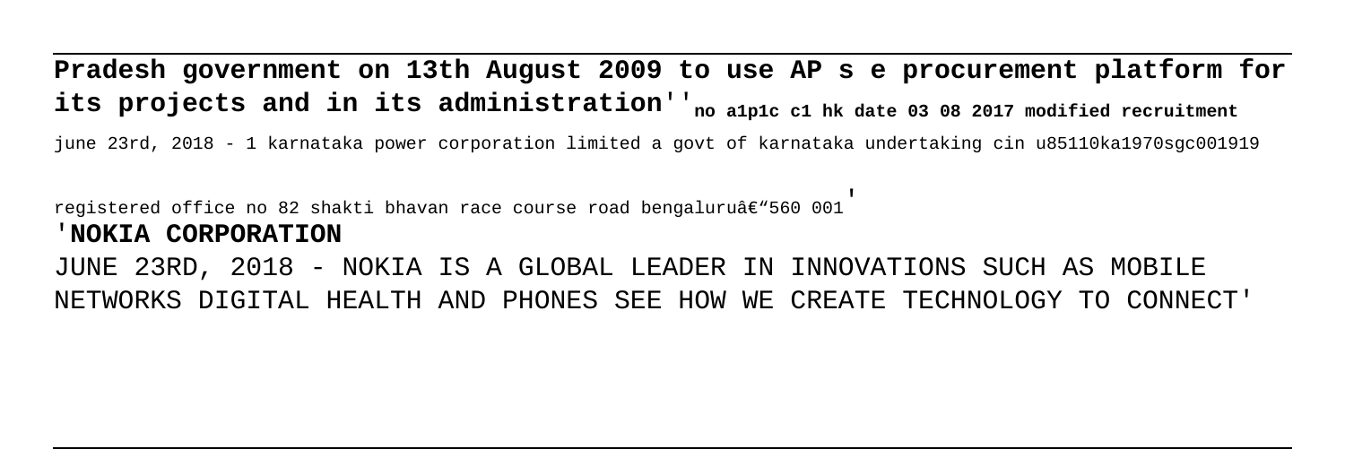**Pradesh government on 13th August 2009 to use AP s e procurement platform for its projects and in its administration**''**no a1p1c c1 hk date 03 08 2017 modified recruitment**

june 23rd, 2018 - 1 karnataka power corporation limited a govt of karnataka undertaking cin u85110ka1970sgc001919 registered office no 82 shakti bhavan race course road bengaluruâ€"560 001'

'**NOKIA CORPORATION**

JUNE 23RD, 2018 - NOKIA IS A GLOBAL LEADER IN INNOVATIONS SUCH AS MOBILE NETWORKS DIGITAL HEALTH AND PHONES SEE HOW WE CREATE TECHNOLOGY TO CONNECT'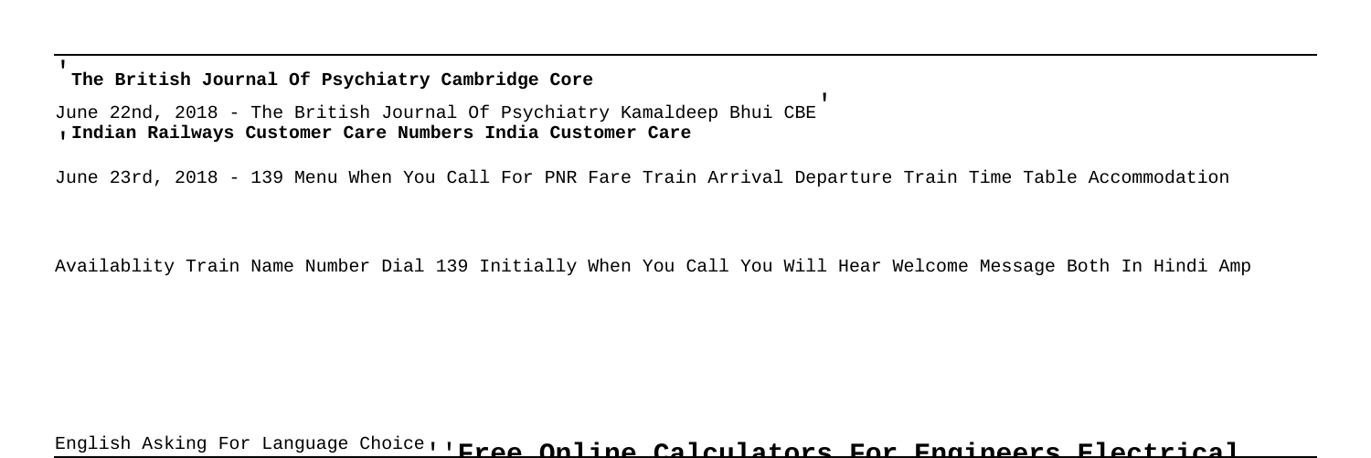'**The British Journal Of Psychiatry Cambridge Core**

June 22nd, 2018 - The British Journal Of Psychiatry Kamaldeep Bhui CBE'

'**Indian Railways Customer Care Numbers India Customer Care**

June 23rd, 2018 - 139 Menu When You Call For PNR Fare Train Arrival Departure Train Time Table Accommodation Availablity Train Name Number Dial 139 Initially When You Call You Will Hear Welcome Message Both In Hindi Amp English Asking For Language Choice''**Free Online Calculators For Engineers Electrical**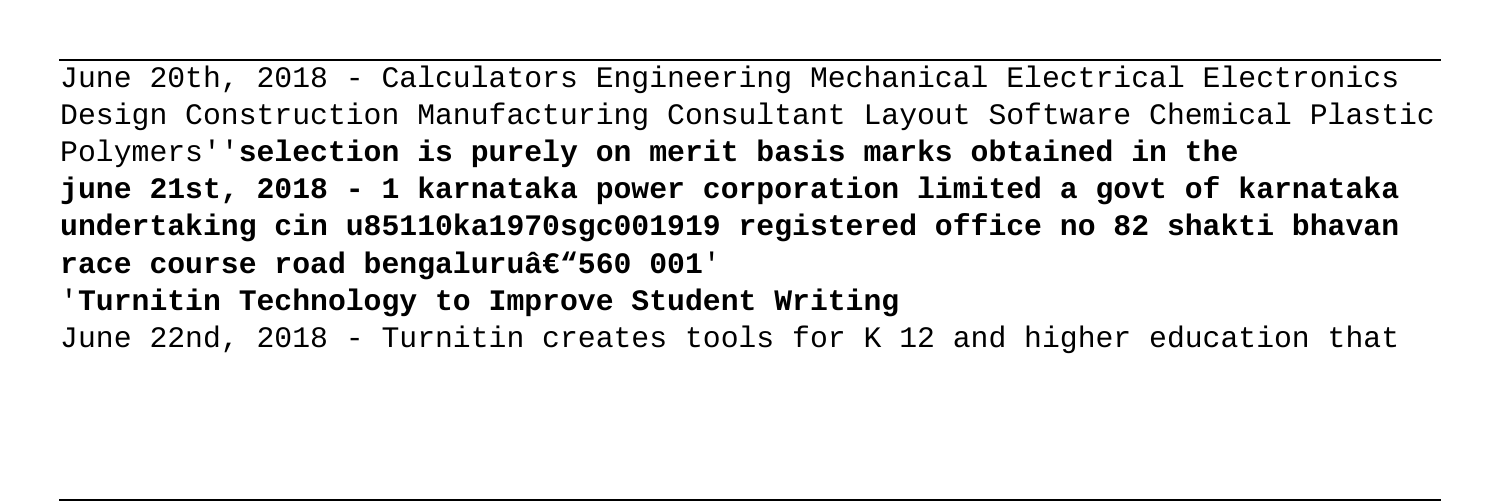June 20th, 2018 - Calculators Engineering Mechanical Electrical Electronics Design Construction Manufacturing Consultant Layout Software Chemical Plastic Polymers''**selection is purely on merit basis marks obtained in the june 21st, 2018 - 1 karnataka power corporation limited a govt of karnataka undertaking cin u85110ka1970sgc001919 registered office no 82 shakti bhavan race course road bengaluruâ€"560 001**'

'**Turnitin Technology to Improve Student Writing**

June 22nd, 2018 - Turnitin creates tools for K 12 and higher education that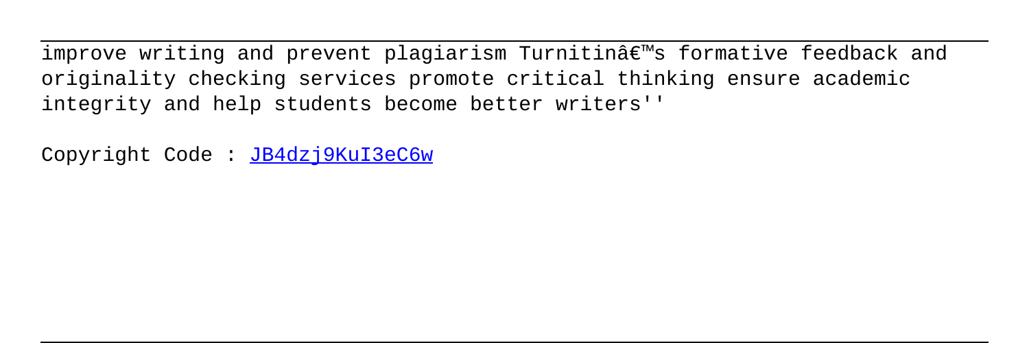improve writing and prevent plagiarism Turnitinâ€™s formative feedback and originality checking services promote critical thinking ensure academic integrity and help students become better writers''

Copyright Code : JB4dzj9KuI3eC6w